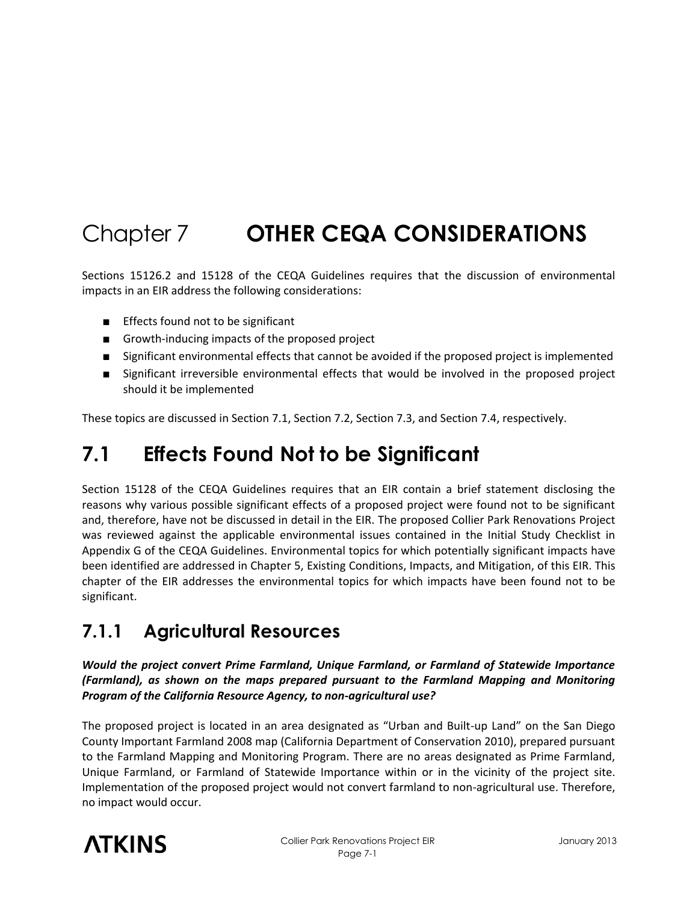# Chapter 7 **OTHER CEQA CONSIDERATIONS**

Sections 15126.2 and 15128 of the CEQA Guidelines requires that the discussion of environmental impacts in an EIR address the following considerations:

- Effects found not to be significant
- Growth-inducing impacts of the proposed project
- Significant environmental effects that cannot be avoided if the proposed project is implemented
- Significant irreversible environmental effects that would be involved in the proposed project should it be implemented

These topics are discussed in Section 7.1, Section 7.2, Section 7.3, and Section 7.4, respectively.

## 7.1 Effects Found Not to be Significant

Section 15128 of the CEQA Guidelines requires that an EIR contain a brief statement disclosing the reasons why various possible significant effects of a proposed project were found not to be significant and, therefore, have not be discussed in detail in the EIR. The proposed Collier Park Renovations Project was reviewed against the applicable environmental issues contained in the Initial Study Checklist in Appendix G of the CEQA Guidelines. Environmental topics for which potentially significant impacts have been identified are addressed in Chapter 5, Existing Conditions, Impacts, and Mitigation, of this EIR. This chapter of the EIR addresses the environmental topics for which impacts have been found not to be significant.

### 7.1.1 Agricultural Resources

***Would the project convert Prime Farmland, Unique Farmland, or Farmland of Statewide Importance (Farmland), as shown on the maps prepared pursuant to the Farmland Mapping and Monitoring Program of the California Resource Agency, to non-agricultural use?***

The proposed project is located in an area designated as "Urban and Built-up Land" on the San Diego County Important Farmland 2008 map (California Department of Conservation 2010), prepared pursuant to the Farmland Mapping and Monitoring Program. There are no areas designated as Prime Farmland, Unique Farmland, or Farmland of Statewide Importance within or in the vicinity of the project site. Implementation of the proposed project would not convert farmland to non-agricultural use. Therefore, no impact would occur.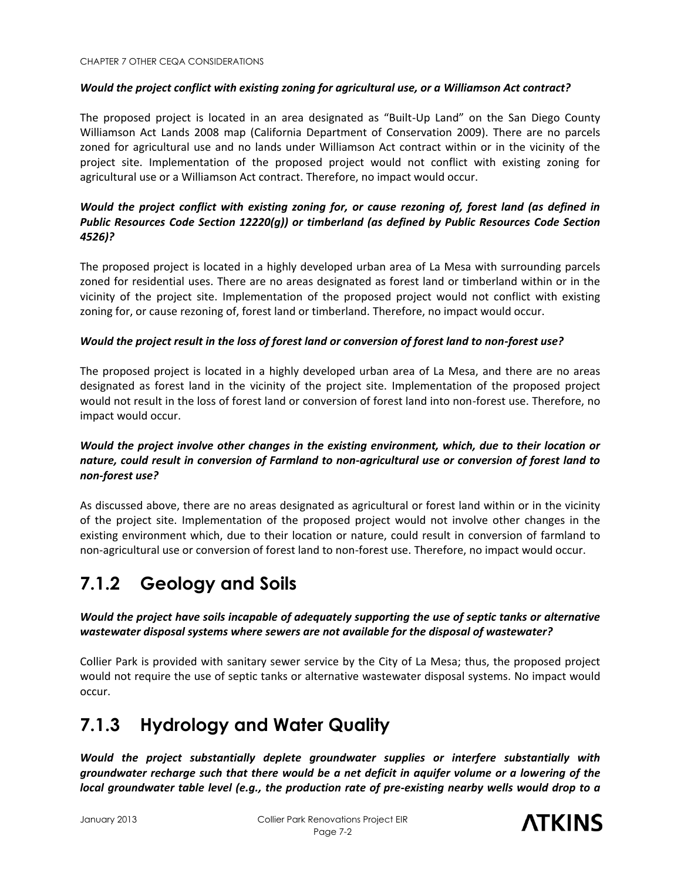***Would the project conflict with existing zoning for agricultural use, or a Williamson Act contract?***

The proposed project is located in an area designated as "Built-Up Land" on the San Diego County Williamson Act Lands 2008 map (California Department of Conservation 2009). There are no parcels zoned for agricultural use and no lands under Williamson Act contract within or in the vicinity of the project site. Implementation of the proposed project would not conflict with existing zoning for agricultural use or a Williamson Act contract. Therefore, no impact would occur.

***Would the project conflict with existing zoning for, or cause rezoning of, forest land (as defined in Public Resources Code Section 12220(g)) or timberland (as defined by Public Resources Code Section 4526)?***

The proposed project is located in a highly developed urban area of La Mesa with surrounding parcels zoned for residential uses. There are no areas designated as forest land or timberland within or in the vicinity of the project site. Implementation of the proposed project would not conflict with existing zoning for, or cause rezoning of, forest land or timberland. Therefore, no impact would occur.

***Would the project result in the loss of forest land or conversion of forest land to non-forest use?***

The proposed project is located in a highly developed urban area of La Mesa, and there are no areas designated as forest land in the vicinity of the project site. Implementation of the proposed project would not result in the loss of forest land or conversion of forest land into non-forest use. Therefore, no impact would occur.

***Would the project involve other changes in the existing environment, which, due to their location or nature, could result in conversion of Farmland to non-agricultural use or conversion of forest land to non-forest use?***

As discussed above, there are no areas designated as agricultural or forest land within or in the vicinity of the project site. Implementation of the proposed project would not involve other changes in the existing environment which, due to their location or nature, could result in conversion of farmland to non-agricultural use or conversion of forest land to non-forest use. Therefore, no impact would occur.

## 7.1.2 Geology and Soils

***Would the project have soils incapable of adequately supporting the use of septic tanks or alternative wastewater disposal systems where sewers are not available for the disposal of wastewater?***

Collier Park is provided with sanitary sewer service by the City of La Mesa; thus, the proposed project would not require the use of septic tanks or alternative wastewater disposal systems. No impact would occur.

## 7.1.3 Hydrology and Water Quality

***Would the project substantially deplete groundwater supplies or interfere substantially with groundwater recharge such that there would be a net deficit in aquifer volume or a lowering of the local groundwater table level (e.g., the production rate of pre-existing nearby wells would drop to a***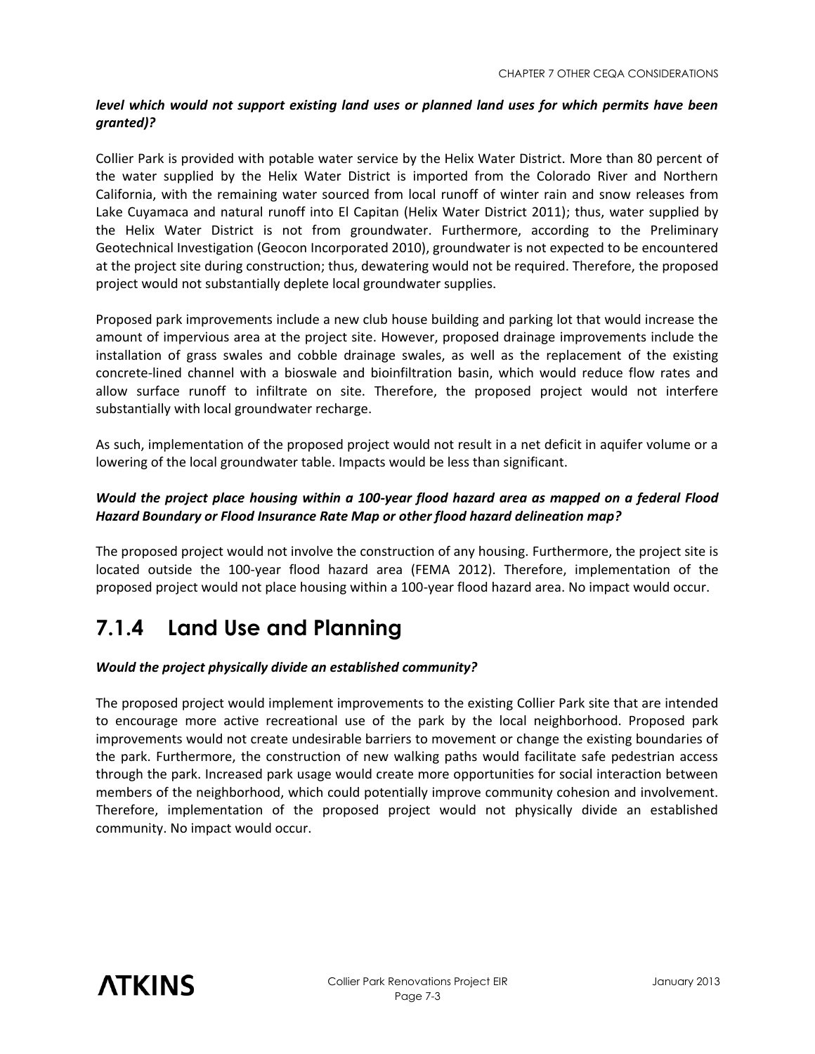***level which would not support existing land uses or planned land uses for which permits have been granted)?***

Collier Park is provided with potable water service by the Helix Water District. More than 80 percent of the water supplied by the Helix Water District is imported from the Colorado River and Northern California, with the remaining water sourced from local runoff of winter rain and snow releases from Lake Cuyamaca and natural runoff into El Capitan (Helix Water District 2011); thus, water supplied by the Helix Water District is not from groundwater. Furthermore, according to the Preliminary Geotechnical Investigation (Geocon Incorporated 2010), groundwater is not expected to be encountered at the project site during construction; thus, dewatering would not be required. Therefore, the proposed project would not substantially deplete local groundwater supplies.

Proposed park improvements include a new club house building and parking lot that would increase the amount of impervious area at the project site. However, proposed drainage improvements include the installation of grass swales and cobble drainage swales, as well as the replacement of the existing concrete-lined channel with a bioswale and bioinfiltration basin, which would reduce flow rates and allow surface runoff to infiltrate on site. Therefore, the proposed project would not interfere substantially with local groundwater recharge.

As such, implementation of the proposed project would not result in a net deficit in aquifer volume or a lowering of the local groundwater table. Impacts would be less than significant.

***Would the project place housing within a 100-year flood hazard area as mapped on a federal Flood Hazard Boundary or Flood Insurance Rate Map or other flood hazard delineation map?***

The proposed project would not involve the construction of any housing. Furthermore, the project site is located outside the 100-year flood hazard area (FEMA 2012). Therefore, implementation of the proposed project would not place housing within a 100-year flood hazard area. No impact would occur.

## 7.1.4 Land Use and Planning

***Would the project physically divide an established community?***

The proposed project would implement improvements to the existing Collier Park site that are intended to encourage more active recreational use of the park by the local neighborhood. Proposed park improvements would not create undesirable barriers to movement or change the existing boundaries of the park. Furthermore, the construction of new walking paths would facilitate safe pedestrian access through the park. Increased park usage would create more opportunities for social interaction between members of the neighborhood, which could potentially improve community cohesion and involvement. Therefore, implementation of the proposed project would not physically divide an established community. No impact would occur.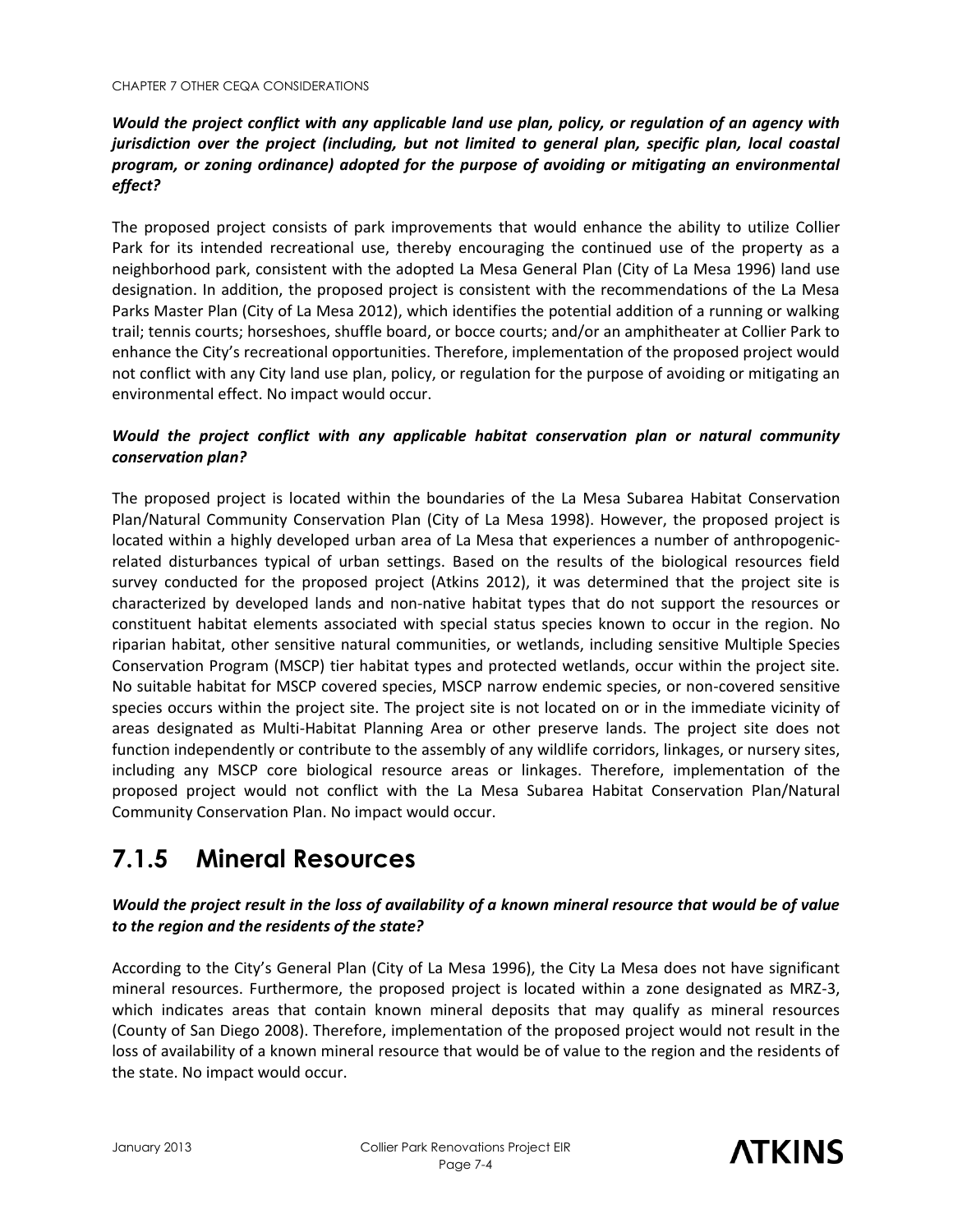***Would the project conflict with any applicable land use plan, policy, or regulation of an agency with jurisdiction over the project (including, but not limited to general plan, specific plan, local coastal program, or zoning ordinance) adopted for the purpose of avoiding or mitigating an environmental effect?***

The proposed project consists of park improvements that would enhance the ability to utilize Collier Park for its intended recreational use, thereby encouraging the continued use of the property as a neighborhood park, consistent with the adopted La Mesa General Plan (City of La Mesa 1996) land use designation. In addition, the proposed project is consistent with the recommendations of the La Mesa Parks Master Plan (City of La Mesa 2012), which identifies the potential addition of a running or walking trail; tennis courts; horseshoes, shuffle board, or bocce courts; and/or an amphitheater at Collier Park to enhance the City's recreational opportunities. Therefore, implementation of the proposed project would not conflict with any City land use plan, policy, or regulation for the purpose of avoiding or mitigating an environmental effect. No impact would occur.

***Would the project conflict with any applicable habitat conservation plan or natural community conservation plan?***

The proposed project is located within the boundaries of the La Mesa Subarea Habitat Conservation Plan/Natural Community Conservation Plan (City of La Mesa 1998). However, the proposed project is located within a highly developed urban area of La Mesa that experiences a number of anthropogenic-related disturbances typical of urban settings. Based on the results of the biological resources field survey conducted for the proposed project (Atkins 2012), it was determined that the project site is characterized by developed lands and non-native habitat types that do not support the resources or constituent habitat elements associated with special status species known to occur in the region. No riparian habitat, other sensitive natural communities, or wetlands, including sensitive Multiple Species Conservation Program (MSCP) tier habitat types and protected wetlands, occur within the project site. No suitable habitat for MSCP covered species, MSCP narrow endemic species, or non-covered sensitive species occurs within the project site. The project site is not located on or in the immediate vicinity of areas designated as Multi-Habitat Planning Area or other preserve lands. The project site does not function independently or contribute to the assembly of any wildlife corridors, linkages, or nursery sites, including any MSCP core biological resource areas or linkages. Therefore, implementation of the proposed project would not conflict with the La Mesa Subarea Habitat Conservation Plan/Natural Community Conservation Plan. No impact would occur.

## 7.1.5 Mineral Resources

***Would the project result in the loss of availability of a known mineral resource that would be of value to the region and the residents of the state?***

According to the City's General Plan (City of La Mesa 1996), the City La Mesa does not have significant mineral resources. Furthermore, the proposed project is located within a zone designated as MRZ-3, which indicates areas that contain known mineral deposits that may qualify as mineral resources (County of San Diego 2008). Therefore, implementation of the proposed project would not result in the loss of availability of a known mineral resource that would be of value to the region and the residents of the state. No impact would occur.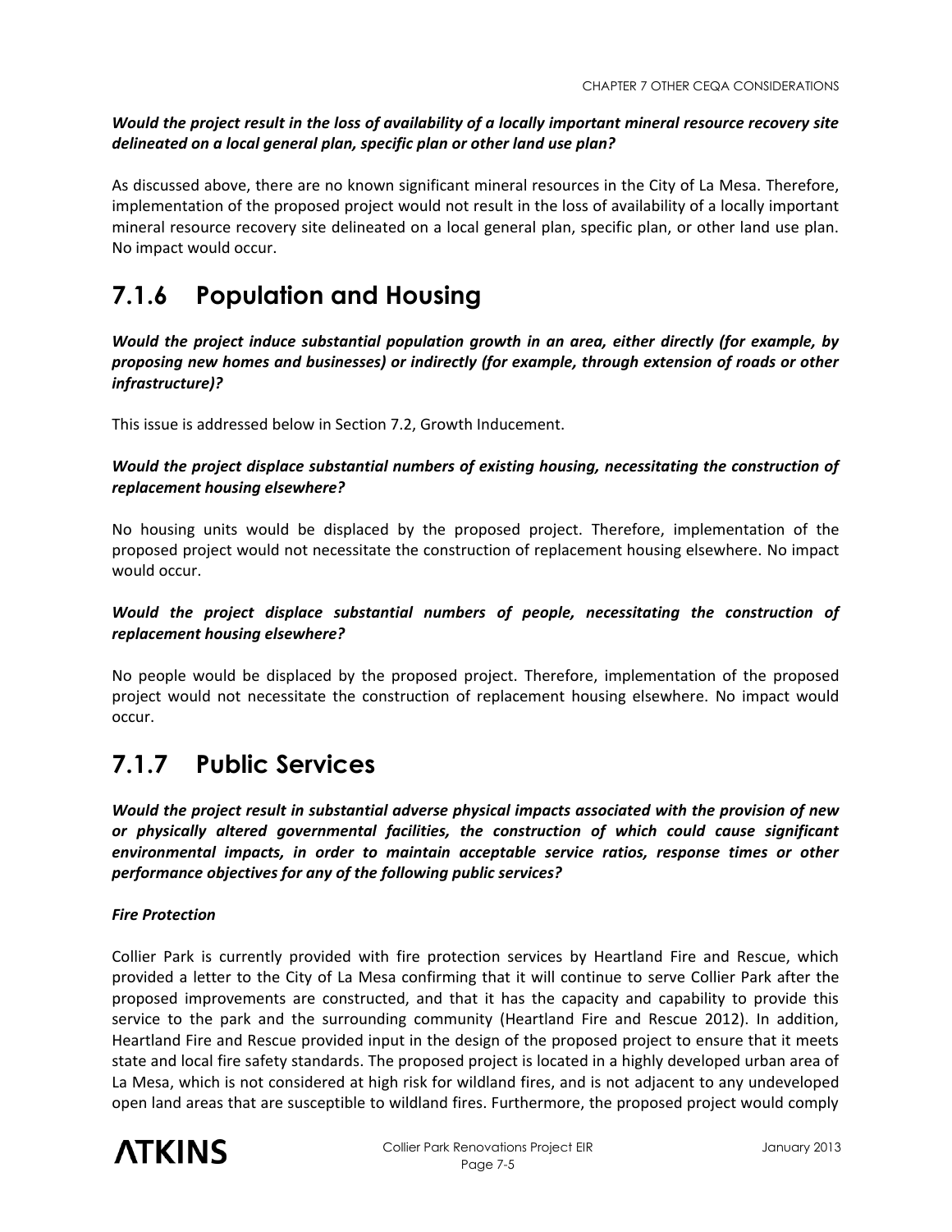***Would the project result in the loss of availability of a locally important mineral resource recovery site delineated on a local general plan, specific plan or other land use plan?***

As discussed above, there are no known significant mineral resources in the City of La Mesa. Therefore, implementation of the proposed project would not result in the loss of availability of a locally important mineral resource recovery site delineated on a local general plan, specific plan, or other land use plan. No impact would occur.

## 7.1.6 Population and Housing

***Would the project induce substantial population growth in an area, either directly (for example, by proposing new homes and businesses) or indirectly (for example, through extension of roads or other infrastructure)?***

This issue is addressed below in Section 7.2, Growth Inducement.

***Would the project displace substantial numbers of existing housing, necessitating the construction of replacement housing elsewhere?***

No housing units would be displaced by the proposed project. Therefore, implementation of the proposed project would not necessitate the construction of replacement housing elsewhere. No impact would occur.

***Would the project displace substantial numbers of people, necessitating the construction of replacement housing elsewhere?***

No people would be displaced by the proposed project. Therefore, implementation of the proposed project would not necessitate the construction of replacement housing elsewhere. No impact would occur.

## 7.1.7 Public Services

***Would the project result in substantial adverse physical impacts associated with the provision of new or physically altered governmental facilities, the construction of which could cause significant environmental impacts, in order to maintain acceptable service ratios, response times or other performance objectives for any of the following public services?***

***Fire Protection***

Collier Park is currently provided with fire protection services by Heartland Fire and Rescue, which provided a letter to the City of La Mesa confirming that it will continue to serve Collier Park after the proposed improvements are constructed, and that it has the capacity and capability to provide this service to the park and the surrounding community (Heartland Fire and Rescue 2012). In addition, Heartland Fire and Rescue provided input in the design of the proposed project to ensure that it meets state and local fire safety standards. The proposed project is located in a highly developed urban area of La Mesa, which is not considered at high risk for wildland fires, and is not adjacent to any undeveloped open land areas that are susceptible to wildland fires. Furthermore, the proposed project would comply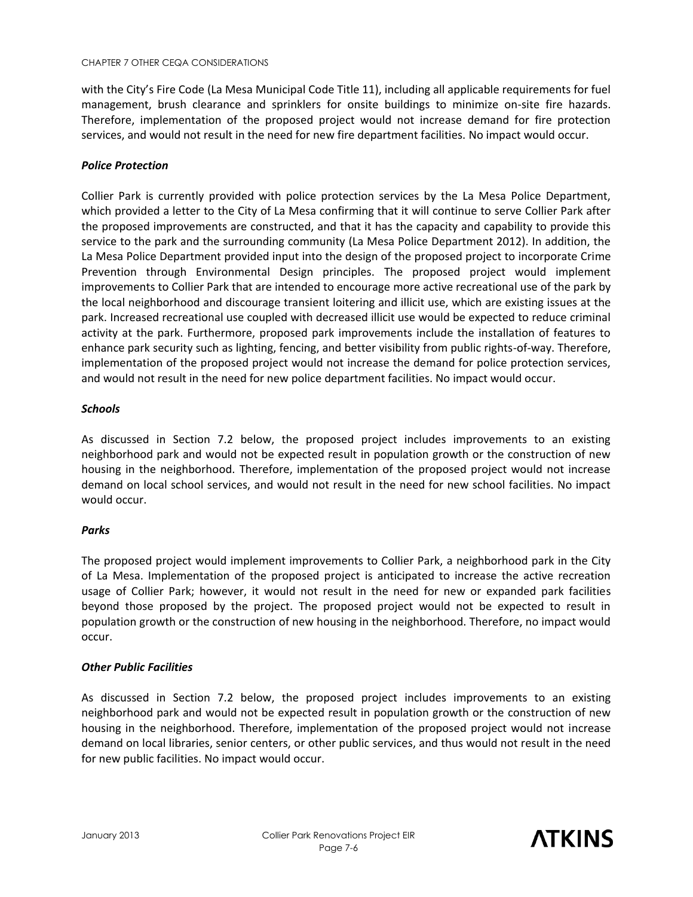with the City's Fire Code (La Mesa Municipal Code Title 11), including all applicable requirements for fuel management, brush clearance and sprinklers for onsite buildings to minimize on-site fire hazards. Therefore, implementation of the proposed project would not increase demand for fire protection services, and would not result in the need for new fire department facilities. No impact would occur.

***Police Protection***

Collier Park is currently provided with police protection services by the La Mesa Police Department, which provided a letter to the City of La Mesa confirming that it will continue to serve Collier Park after the proposed improvements are constructed, and that it has the capacity and capability to provide this service to the park and the surrounding community (La Mesa Police Department 2012). In addition, the La Mesa Police Department provided input into the design of the proposed project to incorporate Crime Prevention through Environmental Design principles. The proposed project would implement improvements to Collier Park that are intended to encourage more active recreational use of the park by the local neighborhood and discourage transient loitering and illicit use, which are existing issues at the park. Increased recreational use coupled with decreased illicit use would be expected to reduce criminal activity at the park. Furthermore, proposed park improvements include the installation of features to enhance park security such as lighting, fencing, and better visibility from public rights-of-way. Therefore, implementation of the proposed project would not increase the demand for police protection services, and would not result in the need for new police department facilities. No impact would occur.

***Schools***

As discussed in Section 7.2 below, the proposed project includes improvements to an existing neighborhood park and would not be expected result in population growth or the construction of new housing in the neighborhood. Therefore, implementation of the proposed project would not increase demand on local school services, and would not result in the need for new school facilities. No impact would occur.

***Parks***

The proposed project would implement improvements to Collier Park, a neighborhood park in the City of La Mesa. Implementation of the proposed project is anticipated to increase the active recreation usage of Collier Park; however, it would not result in the need for new or expanded park facilities beyond those proposed by the project. The proposed project would not be expected to result in population growth or the construction of new housing in the neighborhood. Therefore, no impact would occur.

***Other Public Facilities***

As discussed in Section 7.2 below, the proposed project includes improvements to an existing neighborhood park and would not be expected result in population growth or the construction of new housing in the neighborhood. Therefore, implementation of the proposed project would not increase demand on local libraries, senior centers, or other public services, and thus would not result in the need for new public facilities. No impact would occur.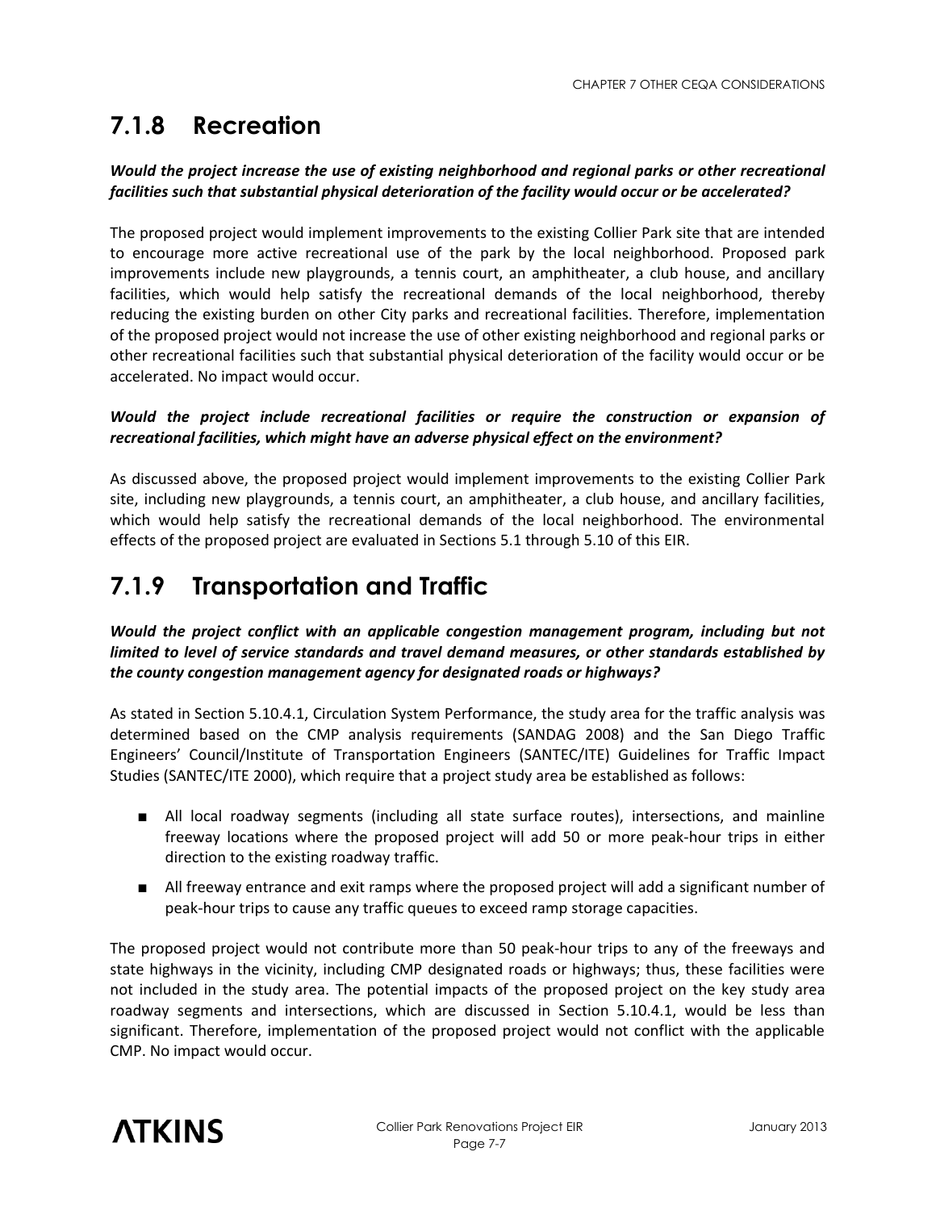## 7.1.8 Recreation

***Would the project increase the use of existing neighborhood and regional parks or other recreational facilities such that substantial physical deterioration of the facility would occur or be accelerated?***

The proposed project would implement improvements to the existing Collier Park site that are intended to encourage more active recreational use of the park by the local neighborhood. Proposed park improvements include new playgrounds, a tennis court, an amphitheater, a club house, and ancillary facilities, which would help satisfy the recreational demands of the local neighborhood, thereby reducing the existing burden on other City parks and recreational facilities. Therefore, implementation of the proposed project would not increase the use of other existing neighborhood and regional parks or other recreational facilities such that substantial physical deterioration of the facility would occur or be accelerated. No impact would occur.

***Would the project include recreational facilities or require the construction or expansion of recreational facilities, which might have an adverse physical effect on the environment?***

As discussed above, the proposed project would implement improvements to the existing Collier Park site, including new playgrounds, a tennis court, an amphitheater, a club house, and ancillary facilities, which would help satisfy the recreational demands of the local neighborhood. The environmental effects of the proposed project are evaluated in Sections 5.1 through 5.10 of this EIR.

## 7.1.9 Transportation and Traffic

***Would the project conflict with an applicable congestion management program, including but not limited to level of service standards and travel demand measures, or other standards established by the county congestion management agency for designated roads or highways?***

As stated in Section 5.10.4.1, Circulation System Performance, the study area for the traffic analysis was determined based on the CMP analysis requirements (SANDAG 2008) and the San Diego Traffic Engineers' Council/Institute of Transportation Engineers (SANTEC/ITE) Guidelines for Traffic Impact Studies (SANTEC/ITE 2000), which require that a project study area be established as follows:

- All local roadway segments (including all state surface routes), intersections, and mainline freeway locations where the proposed project will add 50 or more peak-hour trips in either direction to the existing roadway traffic.
- All freeway entrance and exit ramps where the proposed project will add a significant number of peak-hour trips to cause any traffic queues to exceed ramp storage capacities.

The proposed project would not contribute more than 50 peak-hour trips to any of the freeways and state highways in the vicinity, including CMP designated roads or highways; thus, these facilities were not included in the study area. The potential impacts of the proposed project on the key study area roadway segments and intersections, which are discussed in Section 5.10.4.1, would be less than significant. Therefore, implementation of the proposed project would not conflict with the applicable CMP. No impact would occur.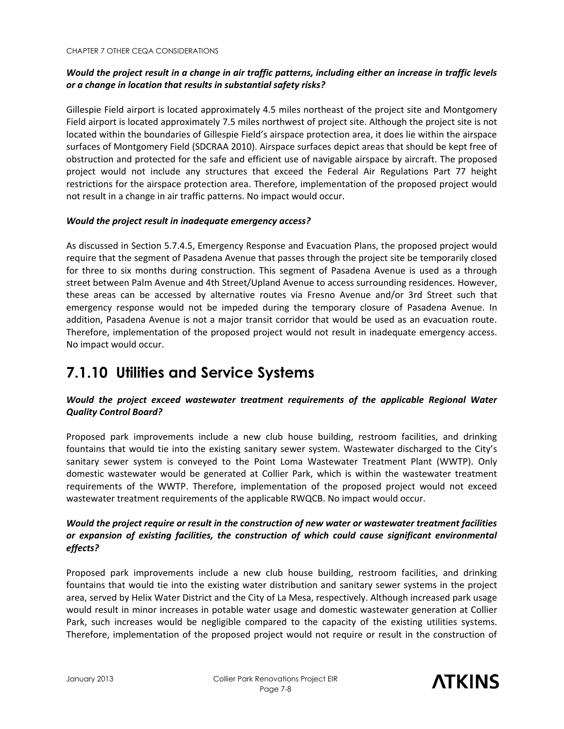***Would the project result in a change in air traffic patterns, including either an increase in traffic levels or a change in location that results in substantial safety risks?***

Gillespie Field airport is located approximately 4.5 miles northeast of the project site and Montgomery Field airport is located approximately 7.5 miles northwest of project site. Although the project site is not located within the boundaries of Gillespie Field's airspace protection area, it does lie within the airspace surfaces of Montgomery Field (SDCRAA 2010). Airspace surfaces depict areas that should be kept free of obstruction and protected for the safe and efficient use of navigable airspace by aircraft. The proposed project would not include any structures that exceed the Federal Air Regulations Part 77 height restrictions for the airspace protection area. Therefore, implementation of the proposed project would not result in a change in air traffic patterns. No impact would occur.

***Would the project result in inadequate emergency access?***

As discussed in Section 5.7.4.5, Emergency Response and Evacuation Plans, the proposed project would require that the segment of Pasadena Avenue that passes through the project site be temporarily closed for three to six months during construction. This segment of Pasadena Avenue is used as a through street between Palm Avenue and 4th Street/Upland Avenue to access surrounding residences. However, these areas can be accessed by alternative routes via Fresno Avenue and/or 3rd Street such that emergency response would not be impeded during the temporary closure of Pasadena Avenue. In addition, Pasadena Avenue is not a major transit corridor that would be used as an evacuation route. Therefore, implementation of the proposed project would not result in inadequate emergency access. No impact would occur.

## 7.1.10 Utilities and Service Systems

***Would the project exceed wastewater treatment requirements of the applicable Regional Water Quality Control Board?***

Proposed park improvements include a new club house building, restroom facilities, and drinking fountains that would tie into the existing sanitary sewer system. Wastewater discharged to the City's sanitary sewer system is conveyed to the Point Loma Wastewater Treatment Plant (WWTP). Only domestic wastewater would be generated at Collier Park, which is within the wastewater treatment requirements of the WWTP. Therefore, implementation of the proposed project would not exceed wastewater treatment requirements of the applicable RWQCB. No impact would occur.

***Would the project require or result in the construction of new water or wastewater treatment facilities or expansion of existing facilities, the construction of which could cause significant environmental effects?***

Proposed park improvements include a new club house building, restroom facilities, and drinking fountains that would tie into the existing water distribution and sanitary sewer systems in the project area, served by Helix Water District and the City of La Mesa, respectively. Although increased park usage would result in minor increases in potable water usage and domestic wastewater generation at Collier Park, such increases would be negligible compared to the capacity of the existing utilities systems. Therefore, implementation of the proposed project would not require or result in the construction of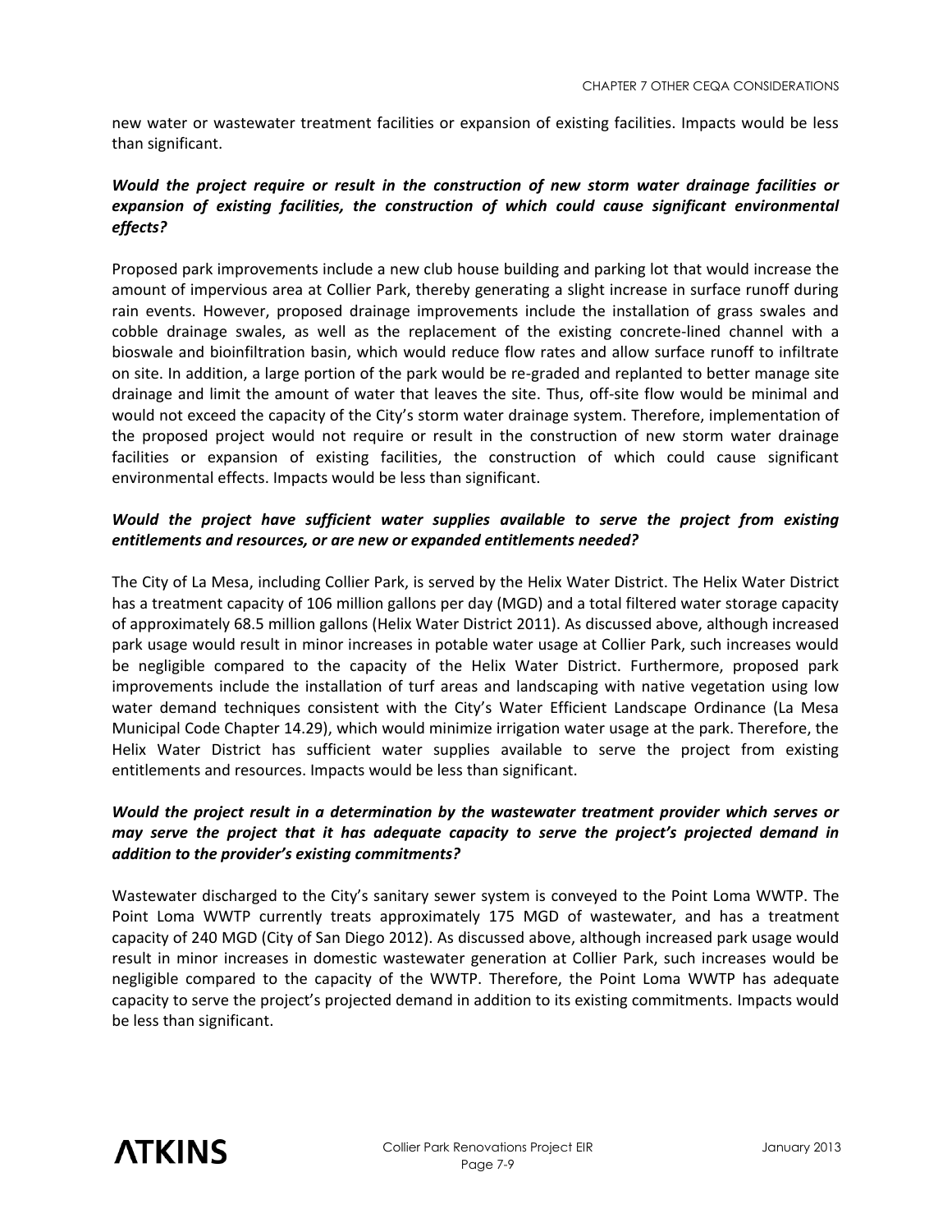new water or wastewater treatment facilities or expansion of existing facilities. Impacts would be less than significant.

***Would the project require or result in the construction of new storm water drainage facilities or expansion of existing facilities, the construction of which could cause significant environmental effects?***

Proposed park improvements include a new club house building and parking lot that would increase the amount of impervious area at Collier Park, thereby generating a slight increase in surface runoff during rain events. However, proposed drainage improvements include the installation of grass swales and cobble drainage swales, as well as the replacement of the existing concrete-lined channel with a bioswale and bioinfiltration basin, which would reduce flow rates and allow surface runoff to infiltrate on site. In addition, a large portion of the park would be re-graded and replanted to better manage site drainage and limit the amount of water that leaves the site. Thus, off-site flow would be minimal and would not exceed the capacity of the City's storm water drainage system. Therefore, implementation of the proposed project would not require or result in the construction of new storm water drainage facilities or expansion of existing facilities, the construction of which could cause significant environmental effects. Impacts would be less than significant.

***Would the project have sufficient water supplies available to serve the project from existing entitlements and resources, or are new or expanded entitlements needed?***

The City of La Mesa, including Collier Park, is served by the Helix Water District. The Helix Water District has a treatment capacity of 106 million gallons per day (MGD) and a total filtered water storage capacity of approximately 68.5 million gallons (Helix Water District 2011). As discussed above, although increased park usage would result in minor increases in potable water usage at Collier Park, such increases would be negligible compared to the capacity of the Helix Water District. Furthermore, proposed park improvements include the installation of turf areas and landscaping with native vegetation using low water demand techniques consistent with the City's Water Efficient Landscape Ordinance (La Mesa Municipal Code Chapter 14.29), which would minimize irrigation water usage at the park. Therefore, the Helix Water District has sufficient water supplies available to serve the project from existing entitlements and resources. Impacts would be less than significant.

***Would the project result in a determination by the wastewater treatment provider which serves or may serve the project that it has adequate capacity to serve the project's projected demand in addition to the provider's existing commitments?***

Wastewater discharged to the City's sanitary sewer system is conveyed to the Point Loma WWTP. The Point Loma WWTP currently treats approximately 175 MGD of wastewater, and has a treatment capacity of 240 MGD (City of San Diego 2012). As discussed above, although increased park usage would result in minor increases in domestic wastewater generation at Collier Park, such increases would be negligible compared to the capacity of the WWTP. Therefore, the Point Loma WWTP has adequate capacity to serve the project's projected demand in addition to its existing commitments. Impacts would be less than significant.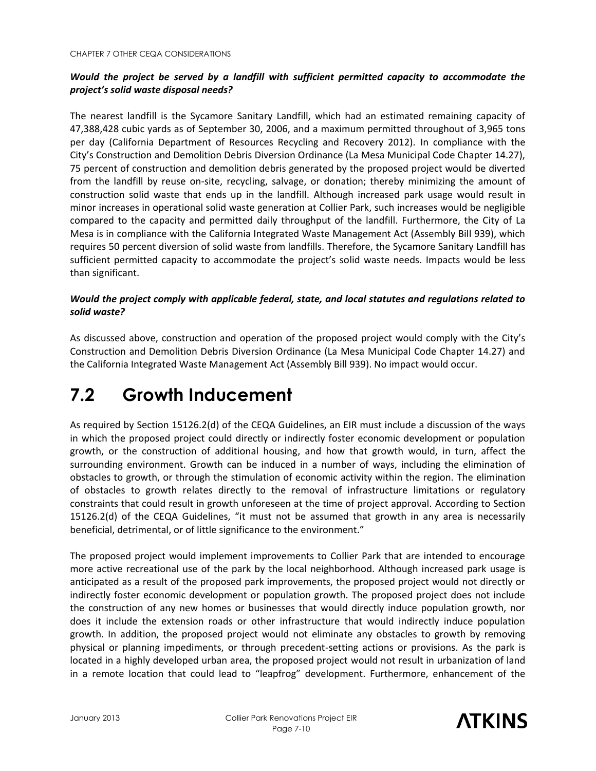***Would the project be served by a landfill with sufficient permitted capacity to accommodate the project's solid waste disposal needs?***

The nearest landfill is the Sycamore Sanitary Landfill, which had an estimated remaining capacity of 47,388,428 cubic yards as of September 30, 2006, and a maximum permitted throughout of 3,965 tons per day (California Department of Resources Recycling and Recovery 2012). In compliance with the City's Construction and Demolition Debris Diversion Ordinance (La Mesa Municipal Code Chapter 14.27), 75 percent of construction and demolition debris generated by the proposed project would be diverted from the landfill by reuse on-site, recycling, salvage, or donation; thereby minimizing the amount of construction solid waste that ends up in the landfill. Although increased park usage would result in minor increases in operational solid waste generation at Collier Park, such increases would be negligible compared to the capacity and permitted daily throughput of the landfill. Furthermore, the City of La Mesa is in compliance with the California Integrated Waste Management Act (Assembly Bill 939), which requires 50 percent diversion of solid waste from landfills. Therefore, the Sycamore Sanitary Landfill has sufficient permitted capacity to accommodate the project's solid waste needs. Impacts would be less than significant.

***Would the project comply with applicable federal, state, and local statutes and regulations related to solid waste?***

As discussed above, construction and operation of the proposed project would comply with the City's Construction and Demolition Debris Diversion Ordinance (La Mesa Municipal Code Chapter 14.27) and the California Integrated Waste Management Act (Assembly Bill 939). No impact would occur.

# 7.2 Growth Inducement

As required by Section 15126.2(d) of the CEQA Guidelines, an EIR must include a discussion of the ways in which the proposed project could directly or indirectly foster economic development or population growth, or the construction of additional housing, and how that growth would, in turn, affect the surrounding environment. Growth can be induced in a number of ways, including the elimination of obstacles to growth, or through the stimulation of economic activity within the region. The elimination of obstacles to growth relates directly to the removal of infrastructure limitations or regulatory constraints that could result in growth unforeseen at the time of project approval. According to Section 15126.2(d) of the CEQA Guidelines, "it must not be assumed that growth in any area is necessarily beneficial, detrimental, or of little significance to the environment."

The proposed project would implement improvements to Collier Park that are intended to encourage more active recreational use of the park by the local neighborhood. Although increased park usage is anticipated as a result of the proposed park improvements, the proposed project would not directly or indirectly foster economic development or population growth. The proposed project does not include the construction of any new homes or businesses that would directly induce population growth, nor does it include the extension roads or other infrastructure that would indirectly induce population growth. In addition, the proposed project would not eliminate any obstacles to growth by removing physical or planning impediments, or through precedent-setting actions or provisions. As the park is located in a highly developed urban area, the proposed project would not result in urbanization of land in a remote location that could lead to "leapfrog" development. Furthermore, enhancement of the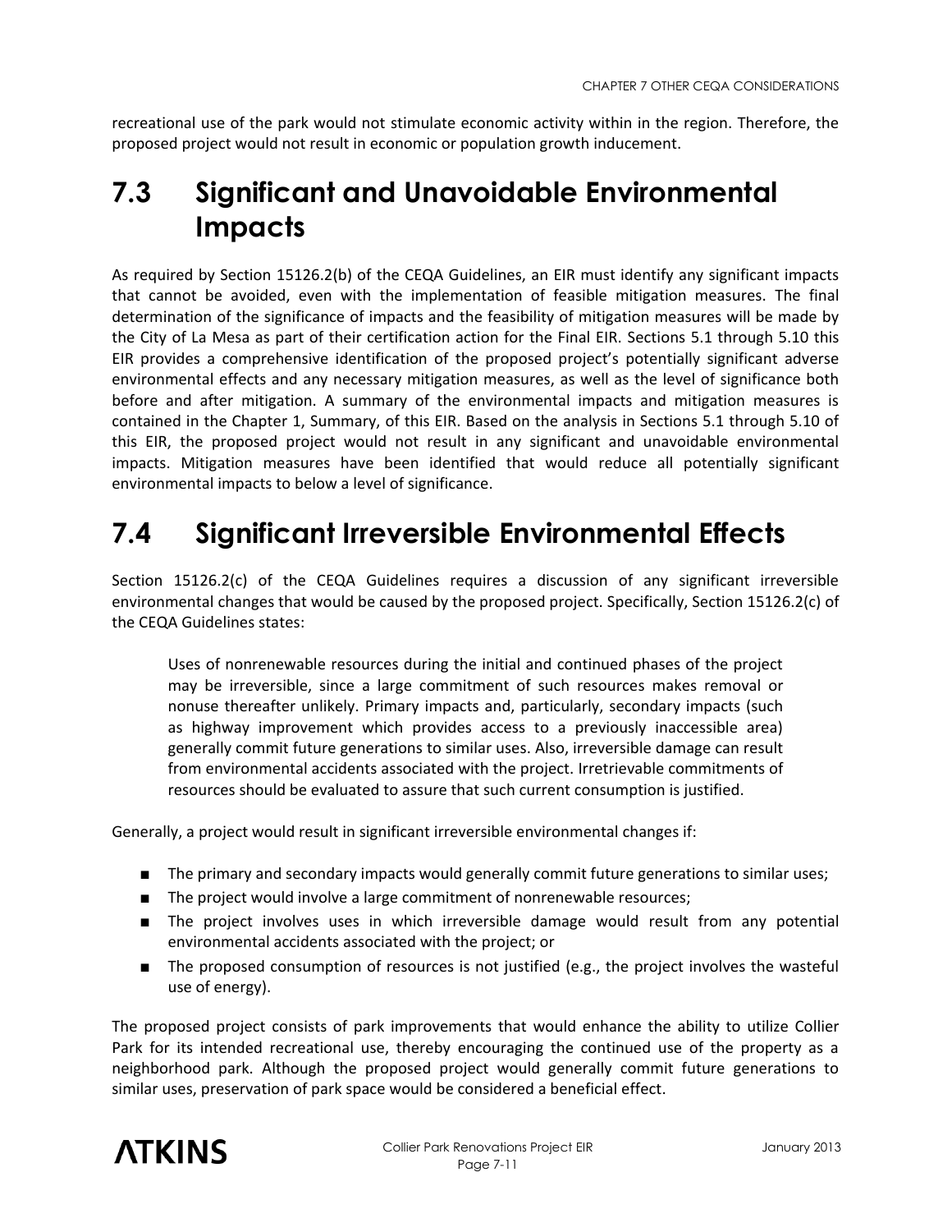recreational use of the park would not stimulate economic activity within in the region. Therefore, the proposed project would not result in economic or population growth inducement.

# 7.3 Significant and Unavoidable Environmental Impacts

As required by Section 15126.2(b) of the CEQA Guidelines, an EIR must identify any significant impacts that cannot be avoided, even with the implementation of feasible mitigation measures. The final determination of the significance of impacts and the feasibility of mitigation measures will be made by the City of La Mesa as part of their certification action for the Final EIR. Sections 5.1 through 5.10 this EIR provides a comprehensive identification of the proposed project's potentially significant adverse environmental effects and any necessary mitigation measures, as well as the level of significance both before and after mitigation. A summary of the environmental impacts and mitigation measures is contained in the Chapter 1, Summary, of this EIR. Based on the analysis in Sections 5.1 through 5.10 of this EIR, the proposed project would not result in any significant and unavoidable environmental impacts. Mitigation measures have been identified that would reduce all potentially significant environmental impacts to below a level of significance.

# 7.4 Significant Irreversible Environmental Effects

Section 15126.2(c) of the CEQA Guidelines requires a discussion of any significant irreversible environmental changes that would be caused by the proposed project. Specifically, Section 15126.2(c) of the CEQA Guidelines states:

> Uses of nonrenewable resources during the initial and continued phases of the project may be irreversible, since a large commitment of such resources makes removal or nonuse thereafter unlikely. Primary impacts and, particularly, secondary impacts (such as highway improvement which provides access to a previously inaccessible area) generally commit future generations to similar uses. Also, irreversible damage can result from environmental accidents associated with the project. Irretrievable commitments of resources should be evaluated to assure that such current consumption is justified.

Generally, a project would result in significant irreversible environmental changes if:

- The primary and secondary impacts would generally commit future generations to similar uses;
- The project would involve a large commitment of nonrenewable resources;
- The project involves uses in which irreversible damage would result from any potential environmental accidents associated with the project; or
- The proposed consumption of resources is not justified (e.g., the project involves the wasteful use of energy).

The proposed project consists of park improvements that would enhance the ability to utilize Collier Park for its intended recreational use, thereby encouraging the continued use of the property as a neighborhood park. Although the proposed project would generally commit future generations to similar uses, preservation of park space would be considered a beneficial effect.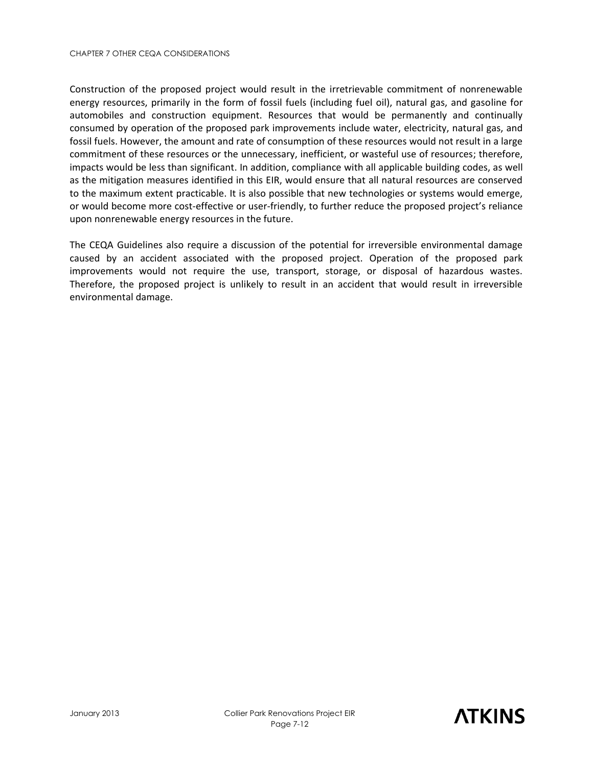Construction of the proposed project would result in the irretrievable commitment of nonrenewable energy resources, primarily in the form of fossil fuels (including fuel oil), natural gas, and gasoline for automobiles and construction equipment. Resources that would be permanently and continually consumed by operation of the proposed park improvements include water, electricity, natural gas, and fossil fuels. However, the amount and rate of consumption of these resources would not result in a large commitment of these resources or the unnecessary, inefficient, or wasteful use of resources; therefore, impacts would be less than significant. In addition, compliance with all applicable building codes, as well as the mitigation measures identified in this EIR, would ensure that all natural resources are conserved to the maximum extent practicable. It is also possible that new technologies or systems would emerge, or would become more cost-effective or user-friendly, to further reduce the proposed project's reliance upon nonrenewable energy resources in the future.

The CEQA Guidelines also require a discussion of the potential for irreversible environmental damage caused by an accident associated with the proposed project. Operation of the proposed park improvements would not require the use, transport, storage, or disposal of hazardous wastes. Therefore, the proposed project is unlikely to result in an accident that would result in irreversible environmental damage.